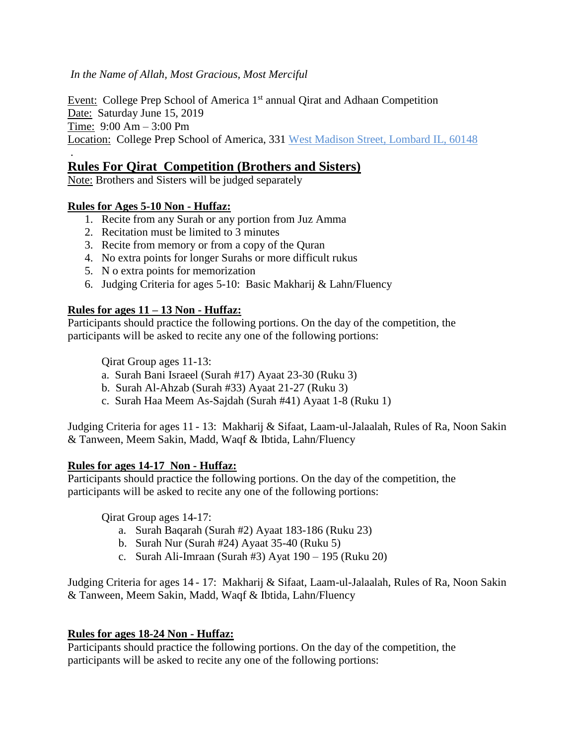*In the Name of Allah, Most Gracious, Most Merciful*

Event: College Prep School of America 1st annual Qirat and Adhaan Competition
Date: Saturday June 15, 2019
Time: 9:00 Am – 3:00 Pm
Location: College Prep School of America, 331 West Madison Street, Lombard IL, 60148

.

## Rules For Qirat Competition (Brothers and Sisters)

Note: Brothers and Sisters will be judged separately

### Rules for Ages 5-10 Non - Huffaz:

1. Recite from any Surah or any portion from Juz Amma
2. Recitation must be limited to 3 minutes
3. Recite from memory or from a copy of the Quran
4. No extra points for longer Surahs or more difficult rukus
5. N o extra points for memorization
6. Judging Criteria for ages 5-10: Basic Makharij & Lahn/Fluency

### Rules for ages 11 – 13 Non - Huffaz:

Participants should practice the following portions. On the day of the competition, the participants will be asked to recite any one of the following portions:

Qirat Group ages 11-13:

a. Surah Bani Israeel (Surah #17) Ayaat 23-30 (Ruku 3)
b. Surah Al-Ahzab (Surah #33) Ayaat 21-27 (Ruku 3)
c. Surah Haa Meem As-Sajdah (Surah #41) Ayaat 1-8 (Ruku 1)

Judging Criteria for ages 11 - 13: Makharij & Sifaat, Laam-ul-Jalaalah, Rules of Ra, Noon Sakin & Tanween, Meem Sakin, Madd, Waqf & Ibtida, Lahn/Fluency

### Rules for ages 14-17 Non - Huffaz:

Participants should practice the following portions. On the day of the competition, the participants will be asked to recite any one of the following portions:

Qirat Group ages 14-17:

a. Surah Baqarah (Surah #2) Ayaat 183-186 (Ruku 23)
b. Surah Nur (Surah #24) Ayaat 35-40 (Ruku 5)
c. Surah Ali-Imraan (Surah #3) Ayat 190 – 195 (Ruku 20)

Judging Criteria for ages 14 - 17: Makharij & Sifaat, Laam-ul-Jalaalah, Rules of Ra, Noon Sakin & Tanween, Meem Sakin, Madd, Waqf & Ibtida, Lahn/Fluency

### Rules for ages 18-24 Non - Huffaz:

Participants should practice the following portions. On the day of the competition, the participants will be asked to recite any one of the following portions: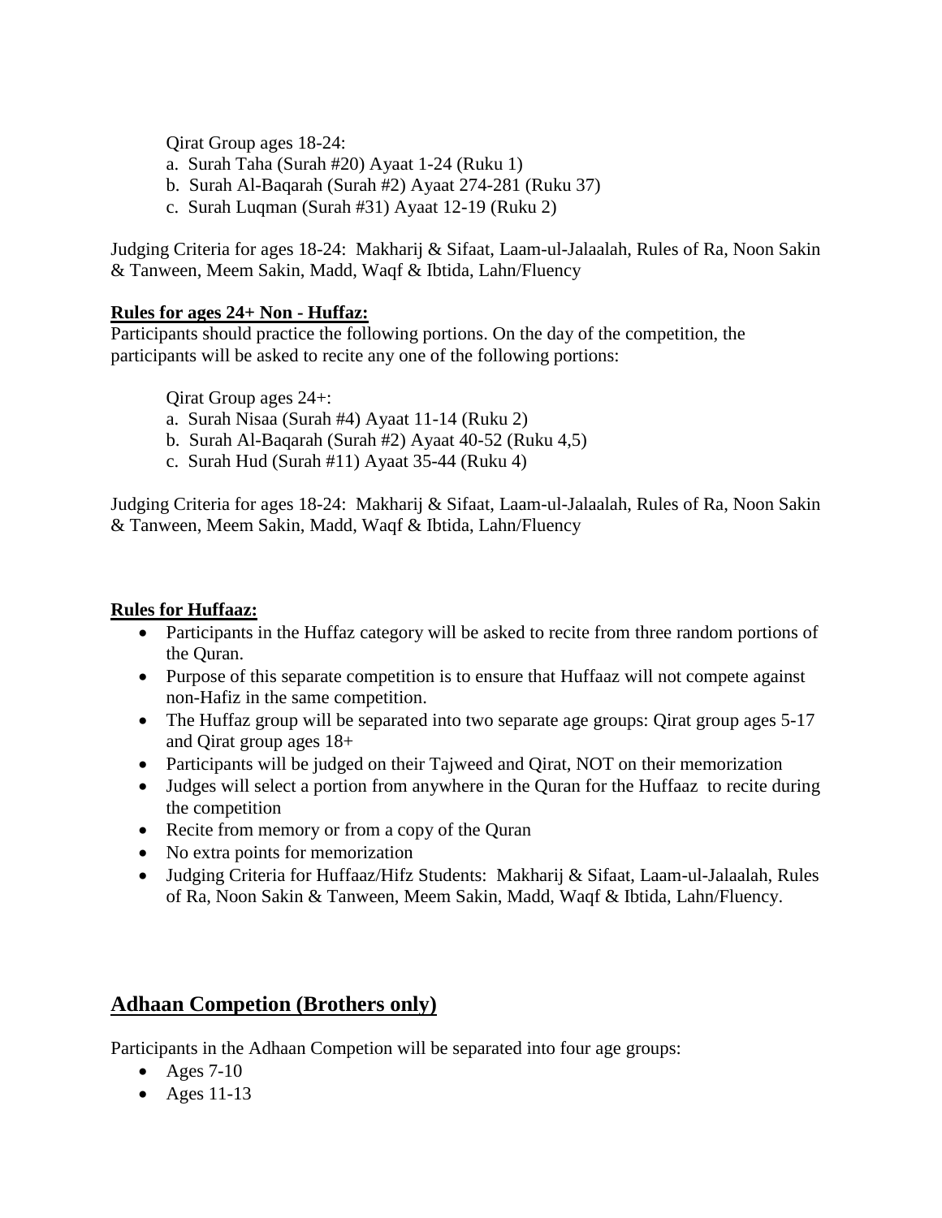Qirat Group ages 18-24:

a. Surah Taha (Surah #20) Ayaat 1-24 (Ruku 1)
b. Surah Al-Baqarah (Surah #2) Ayaat 274-281 (Ruku 37)
c. Surah Luqman (Surah #31) Ayaat 12-19 (Ruku 2)

Judging Criteria for ages 18-24: Makharij & Sifaat, Laam-ul-Jalaalah, Rules of Ra, Noon Sakin & Tanween, Meem Sakin, Madd, Waqf & Ibtida, Lahn/Fluency

**Rules for ages 24+ Non - Huffaz:**

Participants should practice the following portions. On the day of the competition, the participants will be asked to recite any one of the following portions:

Qirat Group ages 24+:

a. Surah Nisaa (Surah #4) Ayaat 11-14 (Ruku 2)
b. Surah Al-Baqarah (Surah #2) Ayaat 40-52 (Ruku 4,5)
c. Surah Hud (Surah #11) Ayaat 35-44 (Ruku 4)

Judging Criteria for ages 18-24: Makharij & Sifaat, Laam-ul-Jalaalah, Rules of Ra, Noon Sakin & Tanween, Meem Sakin, Madd, Waqf & Ibtida, Lahn/Fluency

**Rules for Huffaaz:**

- Participants in the Huffaz category will be asked to recite from three random portions of the Quran.
- Purpose of this separate competition is to ensure that Huffaaz will not compete against non-Hafiz in the same competition.
- The Huffaz group will be separated into two separate age groups: Qirat group ages 5-17 and Qirat group ages 18+
- Participants will be judged on their Tajweed and Qirat, NOT on their memorization
- Judges will select a portion from anywhere in the Quran for the Huffaaz to recite during the competition
- Recite from memory or from a copy of the Quran
- No extra points for memorization
- Judging Criteria for Huffaaz/Hifz Students: Makharij & Sifaat, Laam-ul-Jalaalah, Rules of Ra, Noon Sakin & Tanween, Meem Sakin, Madd, Waqf & Ibtida, Lahn/Fluency.

## Adhaan Competion (Brothers only)

Participants in the Adhaan Competion will be separated into four age groups:

- Ages 7-10
- Ages 11-13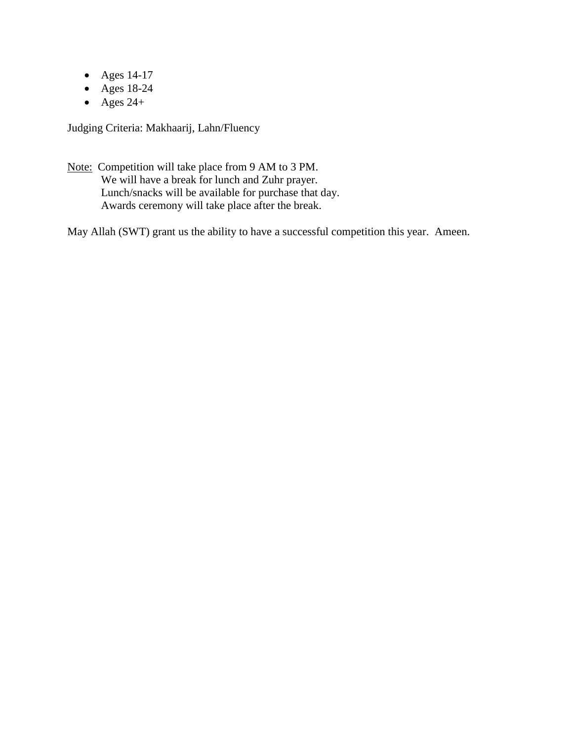- Ages 14-17
- Ages 18-24
- Ages 24+

Judging Criteria: Makhaarij, Lahn/Fluency

Note: Competition will take place from 9 AM to 3 PM.
We will have a break for lunch and Zuhr prayer.
Lunch/snacks will be available for purchase that day.
Awards ceremony will take place after the break.

May Allah (SWT) grant us the ability to have a successful competition this year. Ameen.